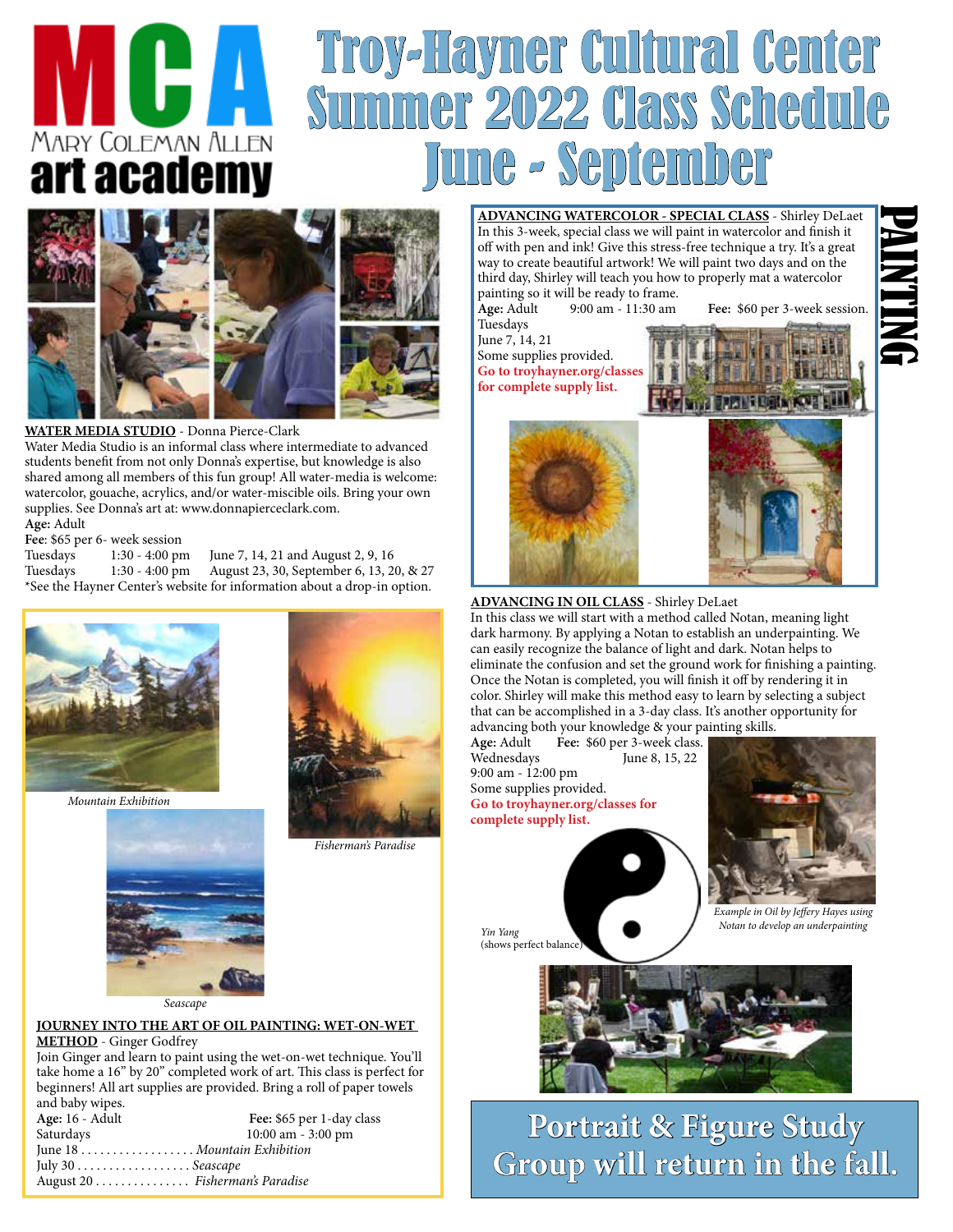# MCA Mary Coleman Allen art academy

# Troy-Hayner Cultural Center Summer 2022 Class Schedule June - September

## PAINTING

**WATER MEDIA STUDIO** - Donna Pierce-Clark

Water Media Studio is an informal class where intermediate to advanced students benefit from not only Donna's expertise, but knowledge is also shared among all members of this fun group! All water-media is welcome: watercolor, gouache, acrylics, and/or water-miscible oils. Bring your own supplies. See Donna's art at: www.donnapierceclark.com.

**Age:** Adult

**Fee**: $65 per 6- week session

| | | |
|---|---|---|
| Tuesdays | 1:30 - 4:00 pm | June 7, 14, 21 and August 2, 9, 16 |
| Tuesdays | 1:30 - 4:00 pm | August 23, 30, September 6, 13, 20, & 27 |

*See the Hayner Center's website for information about a drop-in option.

*Mountain Exhibition*

*Fisherman's Paradise*

*Seascape*

**JOURNEY INTO THE ART OF OIL PAINTING: WET-ON-WET METHOD** - Ginger Godfrey

Join Ginger and learn to paint using the wet-on-wet technique. You'll take home a 16" by 20" completed work of art. This class is perfect for beginners! All art supplies are provided. Bring a roll of paper towels and baby wipes.

**Age:** 16 - Adult **Fee:** $65 per 1-day class

Saturdays 10:00 am - 3:00 pm

June 18 . . . . . . . . . . . . . . . . . . *Mountain Exhibition*

July 30 . . . . . . . . . . . . . . . . . . *Seascape*

August 20 . . . . . . . . . . . . . . . *Fisherman's Paradise*

**ADVANCING WATERCOLOR - SPECIAL CLASS** - Shirley DeLaet

In this 3-week, special class we will paint in watercolor and finish it off with pen and ink! Give this stress-free technique a try. It's a great way to create beautiful artwork! We will paint two days and on the third day, Shirley will teach you how to properly mat a watercolor painting so it will be ready to frame.

**Age:** Adult 9:00 am - 11:30 am **Fee:** $60 per 3-week session.

Tuesdays

June 7, 14, 21

Some supplies provided.

**Go to troyhayner.org/classes for complete supply list.**

**ADVANCING IN OIL CLASS** - Shirley DeLaet

In this class we will start with a method called Notan, meaning light dark harmony. By applying a Notan to establish an underpainting. We can easily recognize the balance of light and dark. Notan helps to eliminate the confusion and set the ground work for finishing a painting. Once the Notan is completed, you will finish it off by rendering it in color. Shirley will make this method easy to learn by selecting a subject that can be accomplished in a 3-day class. It's another opportunity for advancing both your knowledge & your painting skills.

**Age:** Adult **Fee:** $60 per 3-week class.

Wednesdays June 8, 15, 22

9:00 am - 12:00 pm

Some supplies provided.

**Go to troyhayner.org/classes for complete supply list.**

*Yin Yang* (shows perfect balance)

*Example in Oil by Jeffery Hayes using Notan to develop an underpainting*

**Portrait & Figure Study Group will return in the fall.**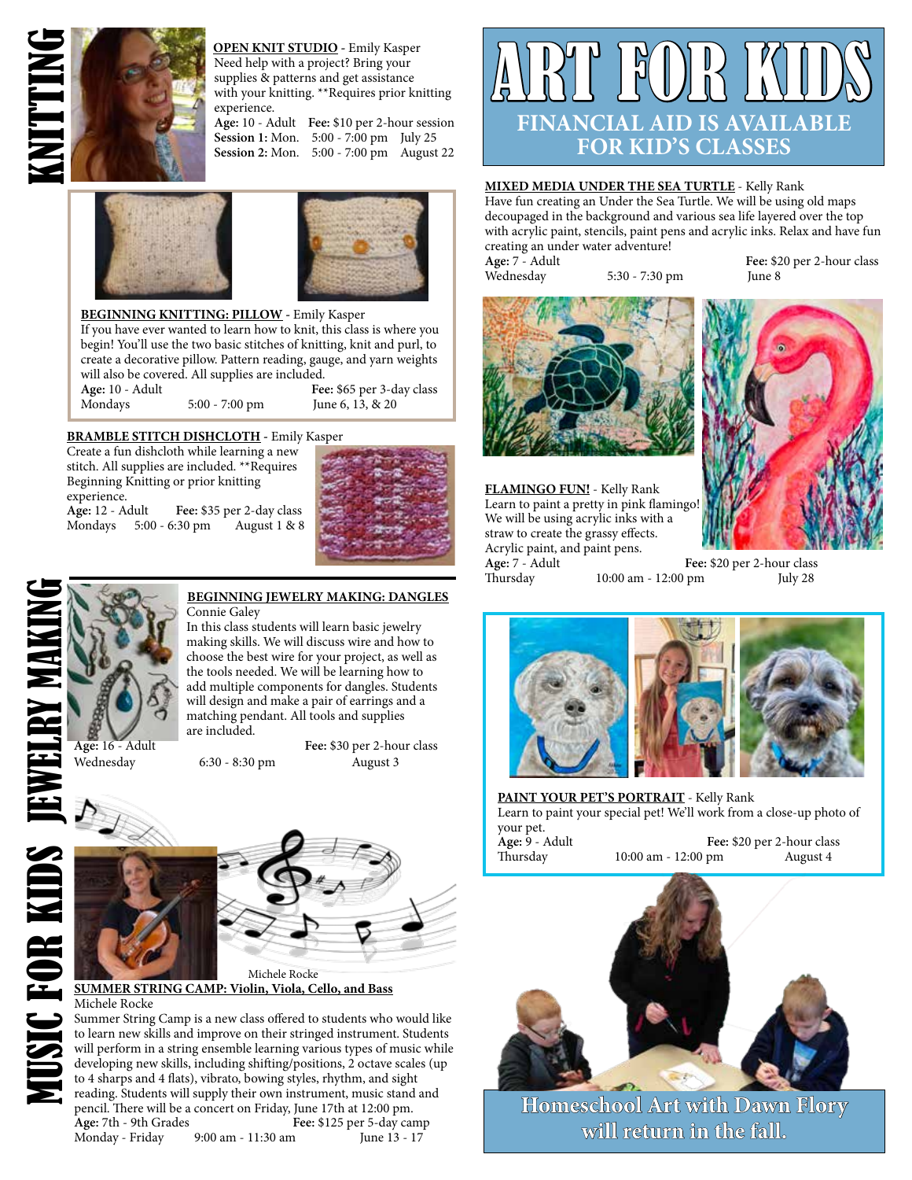# KNITTING

**OPEN KNIT STUDIO** - Emily Kasper
Need help with a project? Bring your supplies & patterns and get assistance with your knitting. **Requires prior knitting experience.
**Age:** 10 - Adult **Fee:** $10 per 2-hour session
**Session 1:** Mon. 5:00 - 7:00 pm July 25
**Session 2:** Mon. 5:00 - 7:00 pm August 22

**BEGINNING KNITTING: PILLOW** - Emily Kasper
If you have ever wanted to learn how to knit, this class is where you begin! You'll use the two basic stitches of knitting, knit and purl, to create a decorative pillow. Pattern reading, gauge, and yarn weights will also be covered. All supplies are included.
**Age:** 10 - Adult **Fee:** $65 per 3-day class
Mondays 5:00 - 7:00 pm June 6, 13, & 20

**BRAMBLE STITCH DISHCLOTH** - Emily Kasper
Create a fun dishcloth while learning a new stitch. All supplies are included. **Requires Beginning Knitting or prior knitting experience.
**Age:** 12 - Adult **Fee:** $35 per 2-day class
Mondays 5:00 - 6:30 pm August 1 & 8

# JEWELRY MAKING

**BEGINNING JEWELRY MAKING: DANGLES**
Connie Galey
In this class students will learn basic jewelry making skills. We will discuss wire and how to choose the best wire for your project, as well as the tools needed. We will be learning how to add multiple components for dangles. Students will design and make a pair of earrings and a matching pendant. All tools and supplies are included.
**Age:** 16 - Adult **Fee:** $30 per 2-hour class
Wednesday 6:30 - 8:30 pm August 3

# MUSIC FOR KIDS

Michele Rocke

**SUMMER STRING CAMP: Violin, Viola, Cello, and Bass**
Michele Rocke
Summer String Camp is a new class offered to students who would like to learn new skills and improve on their stringed instrument. Students will perform in a string ensemble learning various types of music while developing new skills, including shifting/positions, 2 octave scales (up to 4 sharps and 4 flats), vibrato, bowing styles, rhythm, and sight reading. Students will supply their own instrument, music stand and pencil. There will be a concert on Friday, June 17th at 12:00 pm.
**Age:** 7th - 9th Grades **Fee:** $125 per 5-day camp
Monday - Friday 9:00 am - 11:30 am June 13 - 17

# ART FOR KIDS

## FINANCIAL AID IS AVAILABLE FOR KID'S CLASSES

**MIXED MEDIA UNDER THE SEA TURTLE** - Kelly Rank
Have fun creating an Under the Sea Turtle. We will be using old maps decoupaged in the background and various sea life layered over the top with acrylic paint, stencils, paint pens and acrylic inks. Relax and have fun creating an under water adventure!
**Age:** 7 - Adult **Fee:** $20 per 2-hour class
Wednesday 5:30 - 7:30 pm June 8

**FLAMINGO FUN!** - Kelly Rank
Learn to paint a pretty in pink flamingo! We will be using acrylic inks with a straw to create the grassy effects. Acrylic paint, and paint pens.
**Age:** 7 - Adult **Fee:** $20 per 2-hour class
Thursday 10:00 am - 12:00 pm July 28

**PAINT YOUR PET'S PORTRAIT** - Kelly Rank
Learn to paint your special pet! We'll work from a close-up photo of your pet.
**Age:** 9 - Adult **Fee:** $20 per 2-hour class
Thursday 10:00 am - 12:00 pm August 4

**Homeschool Art with Dawn Flory will return in the fall.**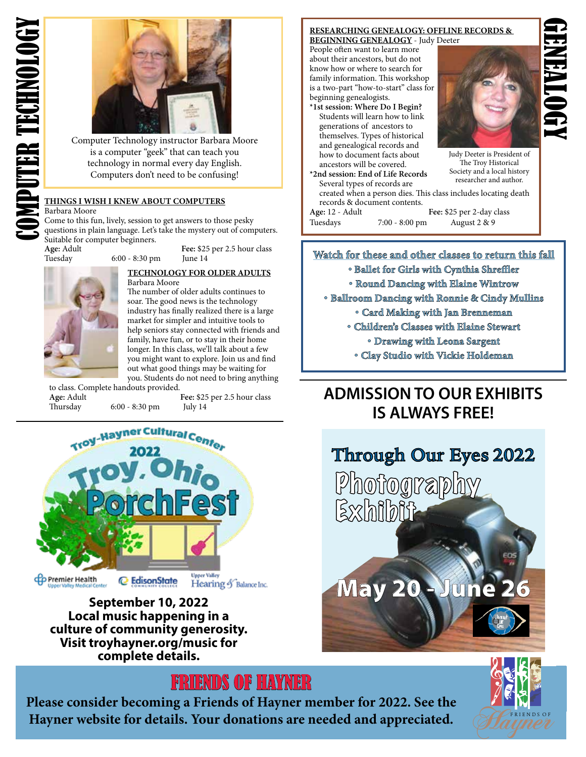# COMPUTER TECHNOLOGY

Computer Technology instructor Barbara Moore is a computer "geek" that can teach you technology in normal every day English. Computers don't need to be confusing!

**THINGS I WISH I KNEW ABOUT COMPUTERS**
Barbara Moore
Come to this fun, lively, session to get answers to those pesky questions in plain language. Let's take the mystery out of computers. Suitable for computer beginners.
**Age:** Adult **Fee:** $25 per 2.5 hour class
Tuesday 6:00 - 8:30 pm June 14

**TECHNOLOGY FOR OLDER ADULTS**
Barbara Moore
The number of older adults continues to soar. The good news is the technology industry has finally realized there is a large market for simpler and intuitive tools to help seniors stay connected with friends and family, have fun, or to stay in their home longer. In this class, we'll talk about a few you might want to explore. Join us and find out what good things may be waiting for you. Students do not need to bring anything to class. Complete handouts provided.
**Age:** Adult **Fee:** $25 per 2.5 hour class
Thursday 6:00 - 8:30 pm July 14

Troy-Hayner Cultural Center
2022 Troy, Ohio PorchFest

Premier Health Upper Valley Medical Center · EdisonState Community College · Upper Valley Hearing & Balance Inc.

**September 10, 2022**
**Local music happening in a culture of community generosity.**
**Visit troyhayner.org/music for complete details.**

# GENEALOGY

**RESEARCHING GENEALOGY: OFFLINE RECORDS & BEGINNING GENEALOGY** - Judy Deeter
People often want to learn more about their ancestors, but do not know how or where to search for family information. This workshop is a two-part "how-to-start" class for beginning genealogists.
*1st session: Where Do I Begin?* Students will learn how to link generations of ancestors to themselves. Types of historical and genealogical records and how to document facts about ancestors will be covered.
*2nd session: End of Life Records* Several types of records are created when a person dies. This class includes locating death records & document contents.
**Age:** 12 - Adult **Fee:** $25 per 2-day class
Tuesdays 7:00 - 8:00 pm August 2 & 9

Judy Deeter is President of The Troy Historical Society and a local history researcher and author.

**Watch for these and other classes to return this fall**
- Ballet for Girls with Cynthia Shreffler
- Round Dancing with Elaine Wintrow
- Ballroom Dancing with Ronnie & Cindy Mullins
- Card Making with Jan Brenneman
- Children's Classes with Elaine Stewart
- Drawing with Leona Sargent
- Clay Studio with Vickie Holdeman

## ADMISSION TO OUR EXHIBITS IS ALWAYS FREE!

**Through Our Eyes 2022**
**Photography Exhibit**
**May 20 - June 26**

# FRIENDS OF HAYNER

**Please consider becoming a Friends of Hayner member for 2022. See the Hayner website for details. Your donations are needed and appreciated.**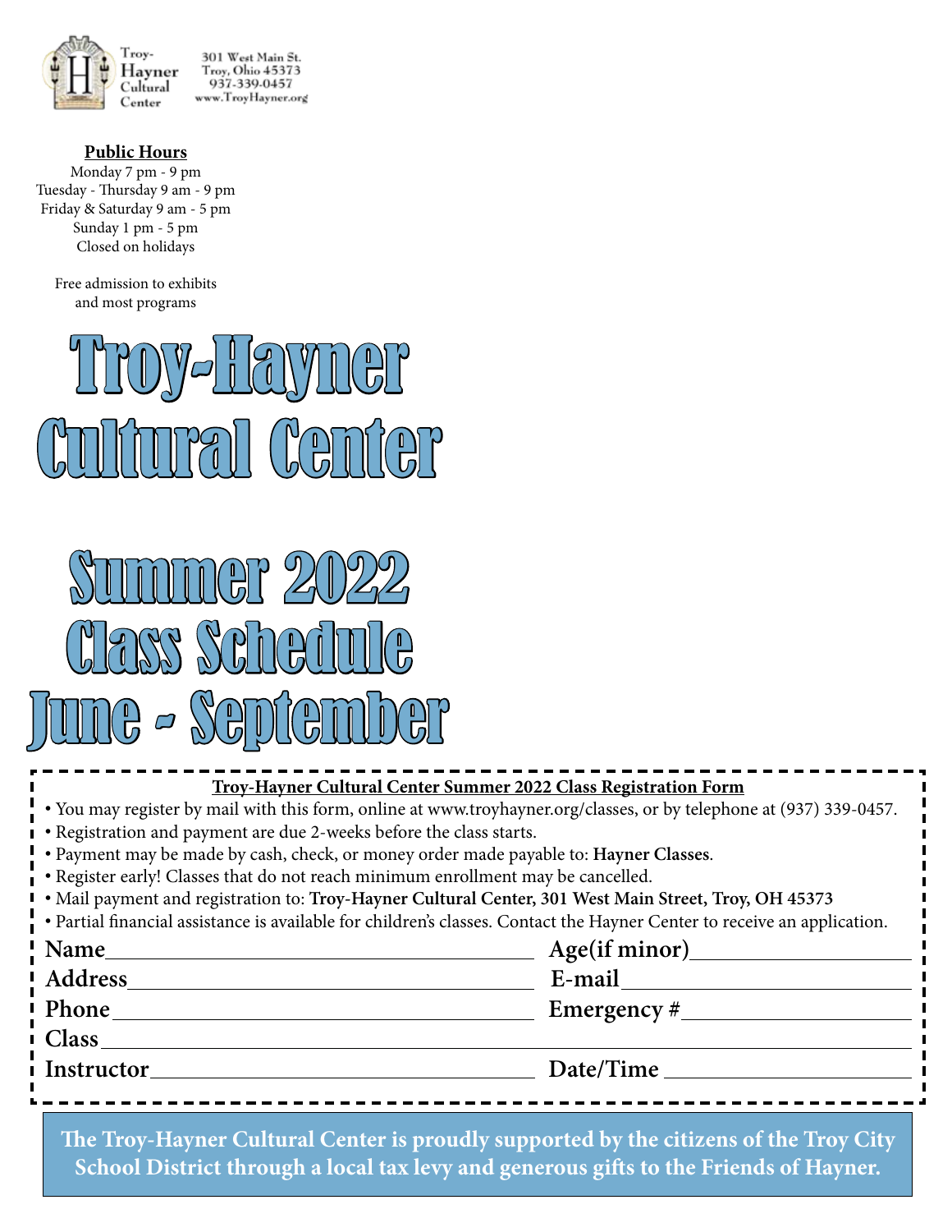Troy-Hayner Cultural Center

301 West Main St.
Troy, Ohio 45373
937-339-0457
www.TroyHayner.org

**Public Hours**

Monday 7 pm - 9 pm
Tuesday - Thursday 9 am - 9 pm
Friday & Saturday 9 am - 5 pm
Sunday 1 pm - 5 pm
Closed on holidays

Free admission to exhibits
and most programs

# Troy-Hayner Cultural Center

# Summer 2022 Class Schedule June - September

**Troy-Hayner Cultural Center Summer 2022 Class Registration Form**

- You may register by mail with this form, online at www.troyhayner.org/classes, or by telephone at (937) 339-0457.
- Registration and payment are due 2-weeks before the class starts.
- Payment may be made by cash, check, or money order made payable to: **Hayner Classes**.
- Register early! Classes that do not reach minimum enrollment may be cancelled.
- Mail payment and registration to: **Troy-Hayner Cultural Center, 301 West Main Street, Troy, OH 45373**
- Partial financial assistance is available for children's classes. Contact the Hayner Center to receive an application.

**Name**\_\_\_\_\_\_\_\_\_\_\_\_\_\_\_\_\_\_\_\_ **Age(if minor)**\_\_\_\_\_\_\_\_\_\_

**Address**\_\_\_\_\_\_\_\_\_\_\_\_\_\_\_\_\_\_\_\_ **E-mail**\_\_\_\_\_\_\_\_\_\_

**Phone**\_\_\_\_\_\_\_\_\_\_\_\_\_\_\_\_\_\_\_\_ **Emergency #**\_\_\_\_\_\_\_\_\_\_

**Class**\_\_\_\_\_\_\_\_\_\_\_\_\_\_\_\_\_\_\_\_\_\_\_\_\_\_\_\_\_\_

**Instructor**\_\_\_\_\_\_\_\_\_\_\_\_\_\_\_\_\_\_\_\_ **Date/Time**\_\_\_\_\_\_\_\_\_\_

**The Troy-Hayner Cultural Center is proudly supported by the citizens of the Troy City School District through a local tax levy and generous gifts to the Friends of Hayner.**